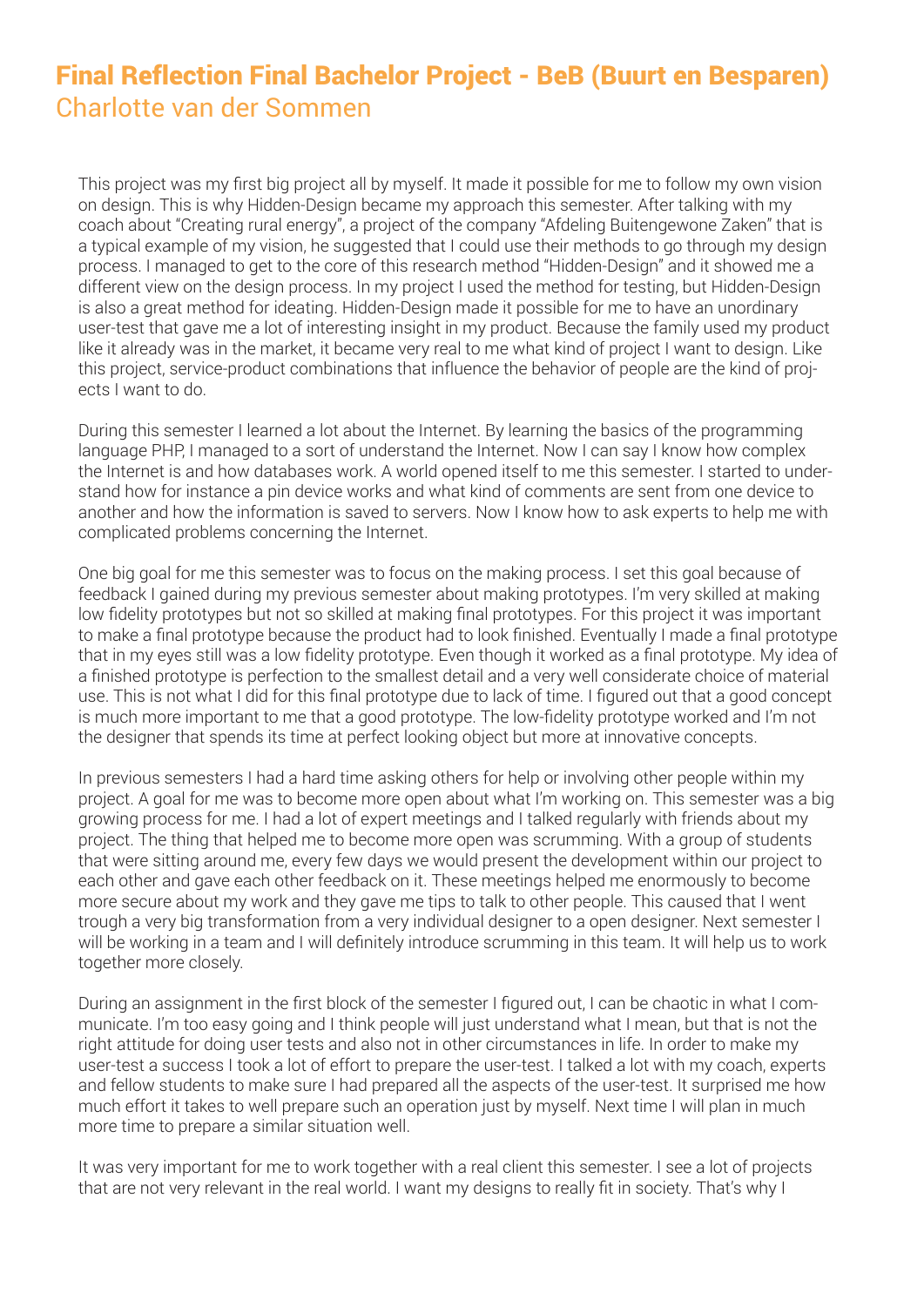# Final Reflection Final Bachelor Project - BeB (Buurt en Besparen)

## Charlotte van der Sommen

This project was my first big project all by myself. It made it possible for me to follow my own vision on design. This is why Hidden-Design became my approach this semester. After talking with my coach about "Creating rural energy", a project of the company "Afdeling Buitengewone Zaken" that is a typical example of my vision, he suggested that I could use their methods to go through my design process. I managed to get to the core of this research method "Hidden-Design" and it showed me a different view on the design process. In my project I used the method for testing, but Hidden-Design is also a great method for ideating. Hidden-Design made it possible for me to have an unordinary user-test that gave me a lot of interesting insight in my product. Because the family used my product like it already was in the market, it became very real to me what kind of project I want to design. Like this project, service-product combinations that influence the behavior of people are the kind of projects I want to do.

During this semester I learned a lot about the Internet. By learning the basics of the programming language PHP, I managed to a sort of understand the Internet. Now I can say I know how complex the Internet is and how databases work. A world opened itself to me this semester. I started to understand how for instance a pin device works and what kind of comments are sent from one device to another and how the information is saved to servers. Now I know how to ask experts to help me with complicated problems concerning the Internet.

One big goal for me this semester was to focus on the making process. I set this goal because of feedback I gained during my previous semester about making prototypes. I'm very skilled at making low fidelity prototypes but not so skilled at making final prototypes. For this project it was important to make a final prototype because the product had to look finished. Eventually I made a final prototype that in my eyes still was a low fidelity prototype. Even though it worked as a final prototype. My idea of a finished prototype is perfection to the smallest detail and a very well considerate choice of material use. This is not what I did for this final prototype due to lack of time. I figured out that a good concept is much more important to me that a good prototype. The low-fidelity prototype worked and I'm not the designer that spends its time at perfect looking object but more at innovative concepts.

In previous semesters I had a hard time asking others for help or involving other people within my project. A goal for me was to become more open about what I'm working on. This semester was a big growing process for me. I had a lot of expert meetings and I talked regularly with friends about my project. The thing that helped me to become more open was scrumming. With a group of students that were sitting around me, every few days we would present the development within our project to each other and gave each other feedback on it. These meetings helped me enormously to become more secure about my work and they gave me tips to talk to other people. This caused that I went trough a very big transformation from a very individual designer to a open designer. Next semester I will be working in a team and I will definitely introduce scrumming in this team. It will help us to work together more closely.

During an assignment in the first block of the semester I figured out, I can be chaotic in what I communicate. I'm too easy going and I think people will just understand what I mean, but that is not the right attitude for doing user tests and also not in other circumstances in life. In order to make my user-test a success I took a lot of effort to prepare the user-test. I talked a lot with my coach, experts and fellow students to make sure I had prepared all the aspects of the user-test. It surprised me how much effort it takes to well prepare such an operation just by myself. Next time I will plan in much more time to prepare a similar situation well.

It was very important for me to work together with a real client this semester. I see a lot of projects that are not very relevant in the real world. I want my designs to really fit in society. That's why I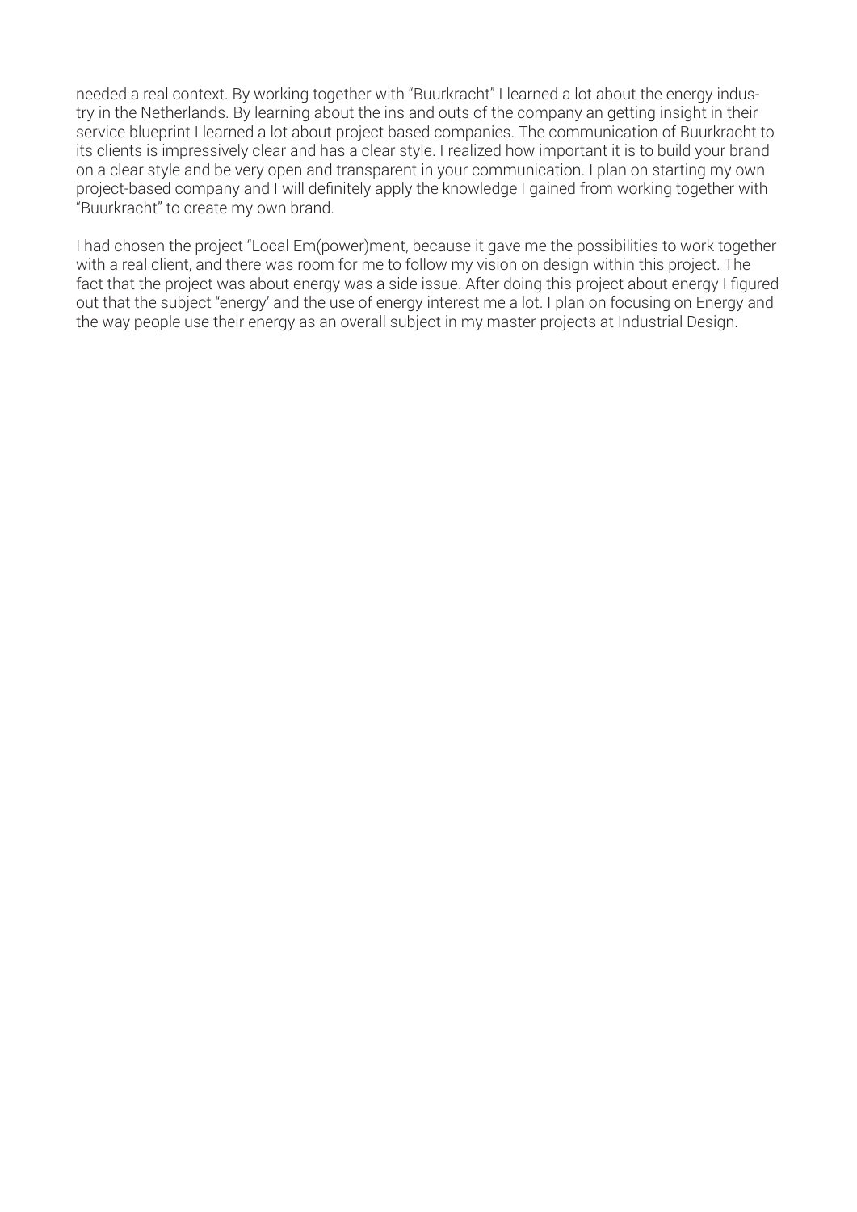needed a real context. By working together with "Buurkracht" I learned a lot about the energy industry in the Netherlands. By learning about the ins and outs of the company an getting insight in their service blueprint I learned a lot about project based companies. The communication of Buurkracht to its clients is impressively clear and has a clear style. I realized how important it is to build your brand on a clear style and be very open and transparent in your communication. I plan on starting my own project-based company and I will definitely apply the knowledge I gained from working together with "Buurkracht" to create my own brand.

I had chosen the project "Local Em(power)ment, because it gave me the possibilities to work together with a real client, and there was room for me to follow my vision on design within this project. The fact that the project was about energy was a side issue. After doing this project about energy I figured out that the subject "energy' and the use of energy interest me a lot. I plan on focusing on Energy and the way people use their energy as an overall subject in my master projects at Industrial Design.